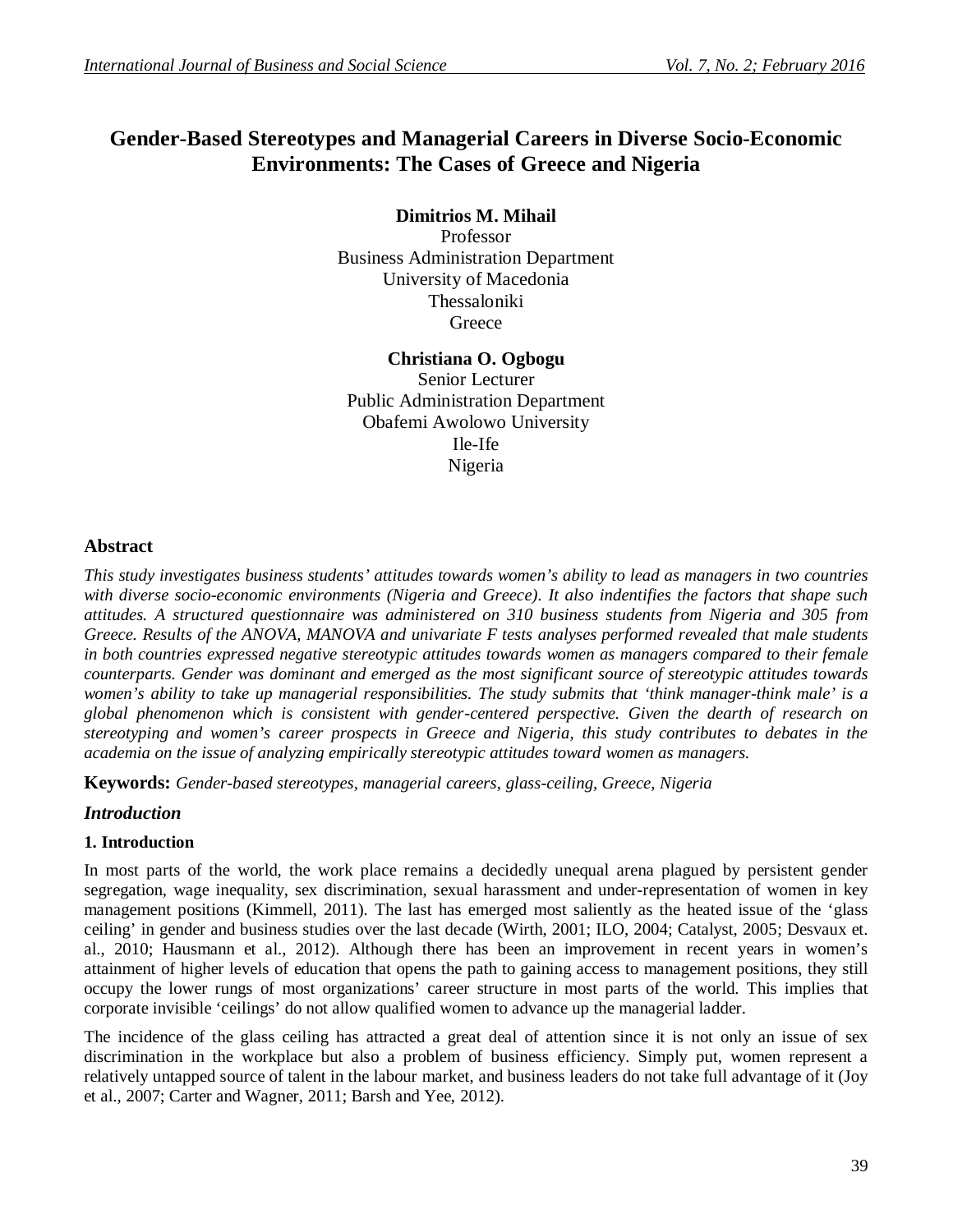# Gender-Based Stereotypes and Managerial Careers in Diverse Socio-Economic Environments: The Cases of Greece and Nigeria

**Dimitrios M. Mihail**
Professor
Business Administration Department
University of Macedonia
Thessaloniki
Greece

**Christiana O. Ogbogu**
Senior Lecturer
Public Administration Department
Obafemi Awolowo University
Ile-Ife
Nigeria

## Abstract

*This study investigates business students' attitudes towards women's ability to lead as managers in two countries with diverse socio-economic environments (Nigeria and Greece). It also indentifies the factors that shape such attitudes. A structured questionnaire was administered on 310 business students from Nigeria and 305 from Greece. Results of the ANOVA, MANOVA and univariate F tests analyses performed revealed that male students in both countries expressed negative stereotypic attitudes towards women as managers compared to their female counterparts. Gender was dominant and emerged as the most significant source of stereotypic attitudes towards women's ability to take up managerial responsibilities. The study submits that 'think manager-think male' is a global phenomenon which is consistent with gender-centered perspective. Given the dearth of research on stereotyping and women's career prospects in Greece and Nigeria, this study contributes to debates in the academia on the issue of analyzing empirically stereotypic attitudes toward women as managers.*

**Keywords:** *Gender-based stereotypes, managerial careers, glass-ceiling, Greece, Nigeria*

## *Introduction*

### 1. Introduction

In most parts of the world, the work place remains a decidedly unequal arena plagued by persistent gender segregation, wage inequality, sex discrimination, sexual harassment and under-representation of women in key management positions (Kimmell, 2011). The last has emerged most saliently as the heated issue of the 'glass ceiling' in gender and business studies over the last decade (Wirth, 2001; ILO, 2004; Catalyst, 2005; Desvaux et. al., 2010; Hausmann et al., 2012). Although there has been an improvement in recent years in women's attainment of higher levels of education that opens the path to gaining access to management positions, they still occupy the lower rungs of most organizations' career structure in most parts of the world. This implies that corporate invisible 'ceilings' do not allow qualified women to advance up the managerial ladder.

The incidence of the glass ceiling has attracted a great deal of attention since it is not only an issue of sex discrimination in the workplace but also a problem of business efficiency. Simply put, women represent a relatively untapped source of talent in the labour market, and business leaders do not take full advantage of it (Joy et al., 2007; Carter and Wagner, 2011; Barsh and Yee, 2012).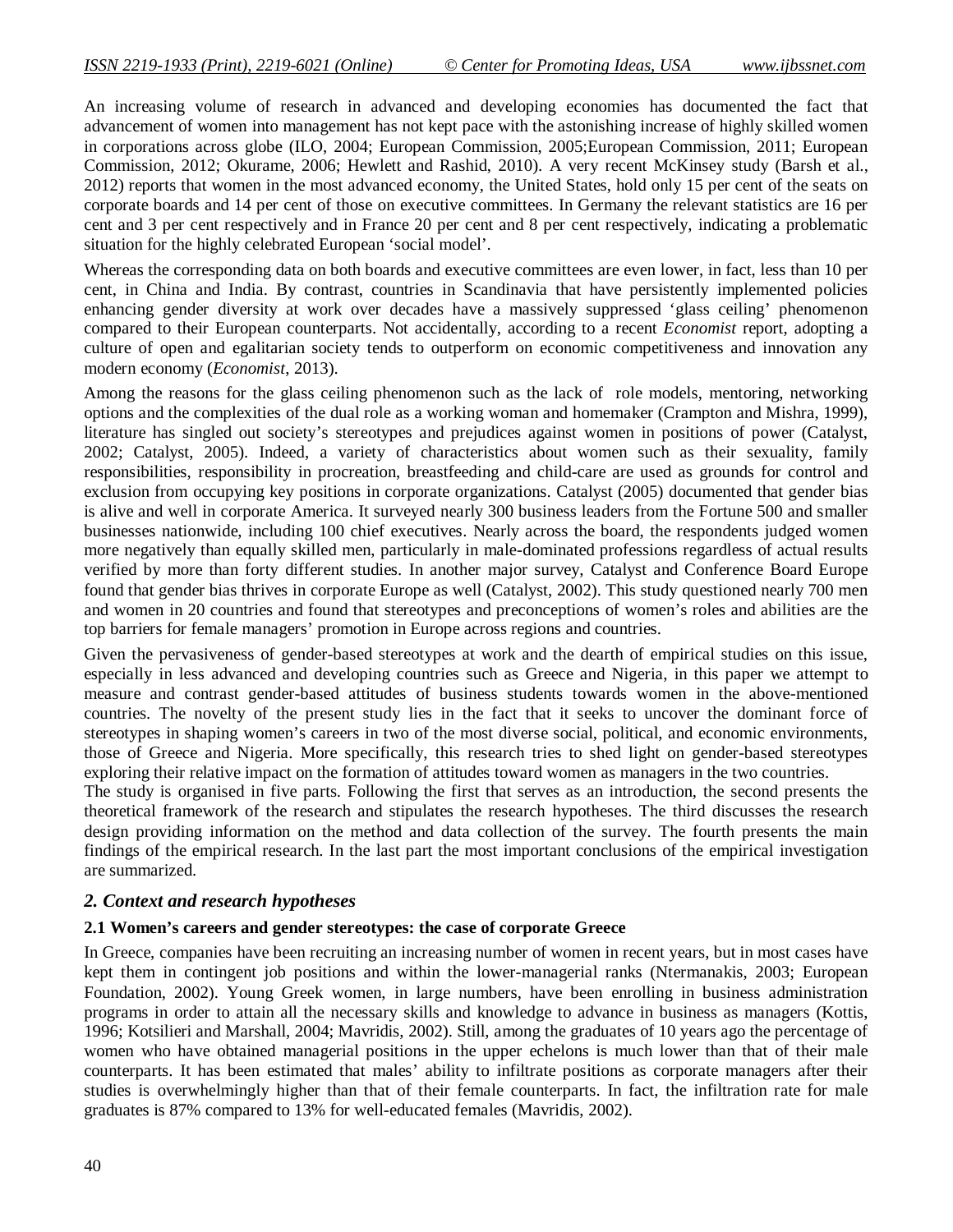An increasing volume of research in advanced and developing economies has documented the fact that advancement of women into management has not kept pace with the astonishing increase of highly skilled women in corporations across globe (ILO, 2004; European Commission, 2005;European Commission, 2011; European Commission, 2012; Okurame, 2006; Hewlett and Rashid, 2010). A very recent McKinsey study (Barsh et al., 2012) reports that women in the most advanced economy, the United States, hold only 15 per cent of the seats on corporate boards and 14 per cent of those on executive committees. In Germany the relevant statistics are 16 per cent and 3 per cent respectively and in France 20 per cent and 8 per cent respectively, indicating a problematic situation for the highly celebrated European 'social model'.

Whereas the corresponding data on both boards and executive committees are even lower, in fact, less than 10 per cent, in China and India. By contrast, countries in Scandinavia that have persistently implemented policies enhancing gender diversity at work over decades have a massively suppressed 'glass ceiling' phenomenon compared to their European counterparts. Not accidentally, according to a recent *Economist* report, adopting a culture of open and egalitarian society tends to outperform on economic competitiveness and innovation any modern economy (*Economist*, 2013).

Among the reasons for the glass ceiling phenomenon such as the lack of role models, mentoring, networking options and the complexities of the dual role as a working woman and homemaker (Crampton and Mishra, 1999), literature has singled out society's stereotypes and prejudices against women in positions of power (Catalyst, 2002; Catalyst, 2005). Indeed, a variety of characteristics about women such as their sexuality, family responsibilities, responsibility in procreation, breastfeeding and child-care are used as grounds for control and exclusion from occupying key positions in corporate organizations. Catalyst (2005) documented that gender bias is alive and well in corporate America. It surveyed nearly 300 business leaders from the Fortune 500 and smaller businesses nationwide, including 100 chief executives. Nearly across the board, the respondents judged women more negatively than equally skilled men, particularly in male-dominated professions regardless of actual results verified by more than forty different studies. In another major survey, Catalyst and Conference Board Europe found that gender bias thrives in corporate Europe as well (Catalyst, 2002). This study questioned nearly 700 men and women in 20 countries and found that stereotypes and preconceptions of women's roles and abilities are the top barriers for female managers' promotion in Europe across regions and countries.

Given the pervasiveness of gender-based stereotypes at work and the dearth of empirical studies on this issue, especially in less advanced and developing countries such as Greece and Nigeria, in this paper we attempt to measure and contrast gender-based attitudes of business students towards women in the above-mentioned countries. The novelty of the present study lies in the fact that it seeks to uncover the dominant force of stereotypes in shaping women's careers in two of the most diverse social, political, and economic environments, those of Greece and Nigeria. More specifically, this research tries to shed light on gender-based stereotypes exploring their relative impact on the formation of attitudes toward women as managers in the two countries.

The study is organised in five parts. Following the first that serves as an introduction, the second presents the theoretical framework of the research and stipulates the research hypotheses. The third discusses the research design providing information on the method and data collection of the survey. The fourth presents the main findings of the empirical research. In the last part the most important conclusions of the empirical investigation are summarized.

## *2. Context and research hypotheses*

### 2.1 Women's careers and gender stereotypes: the case of corporate Greece

In Greece, companies have been recruiting an increasing number of women in recent years, but in most cases have kept them in contingent job positions and within the lower-managerial ranks (Ntermanakis, 2003; European Foundation, 2002). Young Greek women, in large numbers, have been enrolling in business administration programs in order to attain all the necessary skills and knowledge to advance in business as managers (Kottis, 1996; Kotsilieri and Marshall, 2004; Mavridis, 2002). Still, among the graduates of 10 years ago the percentage of women who have obtained managerial positions in the upper echelons is much lower than that of their male counterparts. It has been estimated that males' ability to infiltrate positions as corporate managers after their studies is overwhelmingly higher than that of their female counterparts. In fact, the infiltration rate for male graduates is 87% compared to 13% for well-educated females (Mavridis, 2002).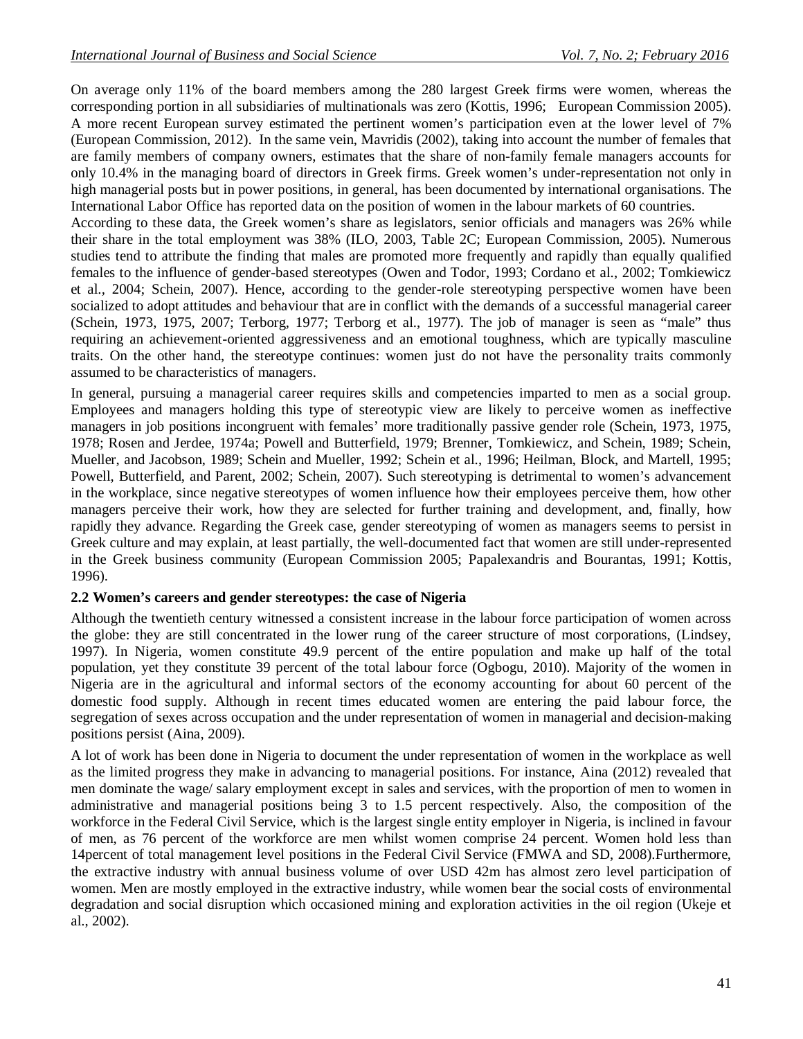On average only 11% of the board members among the 280 largest Greek firms were women, whereas the corresponding portion in all subsidiaries of multinationals was zero (Kottis, 1996; European Commission 2005). A more recent European survey estimated the pertinent women's participation even at the lower level of 7% (European Commission, 2012). In the same vein, Mavridis (2002), taking into account the number of females that are family members of company owners, estimates that the share of non-family female managers accounts for only 10.4% in the managing board of directors in Greek firms. Greek women's under-representation not only in high managerial posts but in power positions, in general, has been documented by international organisations. The International Labor Office has reported data on the position of women in the labour markets of 60 countries.

According to these data, the Greek women's share as legislators, senior officials and managers was 26% while their share in the total employment was 38% (ILO, 2003, Table 2C; European Commission, 2005). Numerous studies tend to attribute the finding that males are promoted more frequently and rapidly than equally qualified females to the influence of gender-based stereotypes (Owen and Todor, 1993; Cordano et al., 2002; Tomkiewicz et al., 2004; Schein, 2007). Hence, according to the gender-role stereotyping perspective women have been socialized to adopt attitudes and behaviour that are in conflict with the demands of a successful managerial career (Schein, 1973, 1975, 2007; Terborg, 1977; Terborg et al., 1977). The job of manager is seen as "male" thus requiring an achievement-oriented aggressiveness and an emotional toughness, which are typically masculine traits. On the other hand, the stereotype continues: women just do not have the personality traits commonly assumed to be characteristics of managers.

In general, pursuing a managerial career requires skills and competencies imparted to men as a social group. Employees and managers holding this type of stereotypic view are likely to perceive women as ineffective managers in job positions incongruent with females' more traditionally passive gender role (Schein, 1973, 1975, 1978; Rosen and Jerdee, 1974a; Powell and Butterfield, 1979; Brenner, Tomkiewicz, and Schein, 1989; Schein, Mueller, and Jacobson, 1989; Schein and Mueller, 1992; Schein et al., 1996; Heilman, Block, and Martell, 1995; Powell, Butterfield, and Parent, 2002; Schein, 2007). Such stereotyping is detrimental to women's advancement in the workplace, since negative stereotypes of women influence how their employees perceive them, how other managers perceive their work, how they are selected for further training and development, and, finally, how rapidly they advance. Regarding the Greek case, gender stereotyping of women as managers seems to persist in Greek culture and may explain, at least partially, the well-documented fact that women are still under-represented in the Greek business community (European Commission 2005; Papalexandris and Bourantas, 1991; Kottis, 1996).

### 2.2 Women's careers and gender stereotypes: the case of Nigeria

Although the twentieth century witnessed a consistent increase in the labour force participation of women across the globe: they are still concentrated in the lower rung of the career structure of most corporations, (Lindsey, 1997). In Nigeria, women constitute 49.9 percent of the entire population and make up half of the total population, yet they constitute 39 percent of the total labour force (Ogbogu, 2010). Majority of the women in Nigeria are in the agricultural and informal sectors of the economy accounting for about 60 percent of the domestic food supply. Although in recent times educated women are entering the paid labour force, the segregation of sexes across occupation and the under representation of women in managerial and decision-making positions persist (Aina, 2009).

A lot of work has been done in Nigeria to document the under representation of women in the workplace as well as the limited progress they make in advancing to managerial positions. For instance, Aina (2012) revealed that men dominate the wage/ salary employment except in sales and services, with the proportion of men to women in administrative and managerial positions being 3 to 1.5 percent respectively. Also, the composition of the workforce in the Federal Civil Service, which is the largest single entity employer in Nigeria, is inclined in favour of men, as 76 percent of the workforce are men whilst women comprise 24 percent. Women hold less than 14percent of total management level positions in the Federal Civil Service (FMWA and SD, 2008).Furthermore, the extractive industry with annual business volume of over USD 42m has almost zero level participation of women. Men are mostly employed in the extractive industry, while women bear the social costs of environmental degradation and social disruption which occasioned mining and exploration activities in the oil region (Ukeje et al., 2002).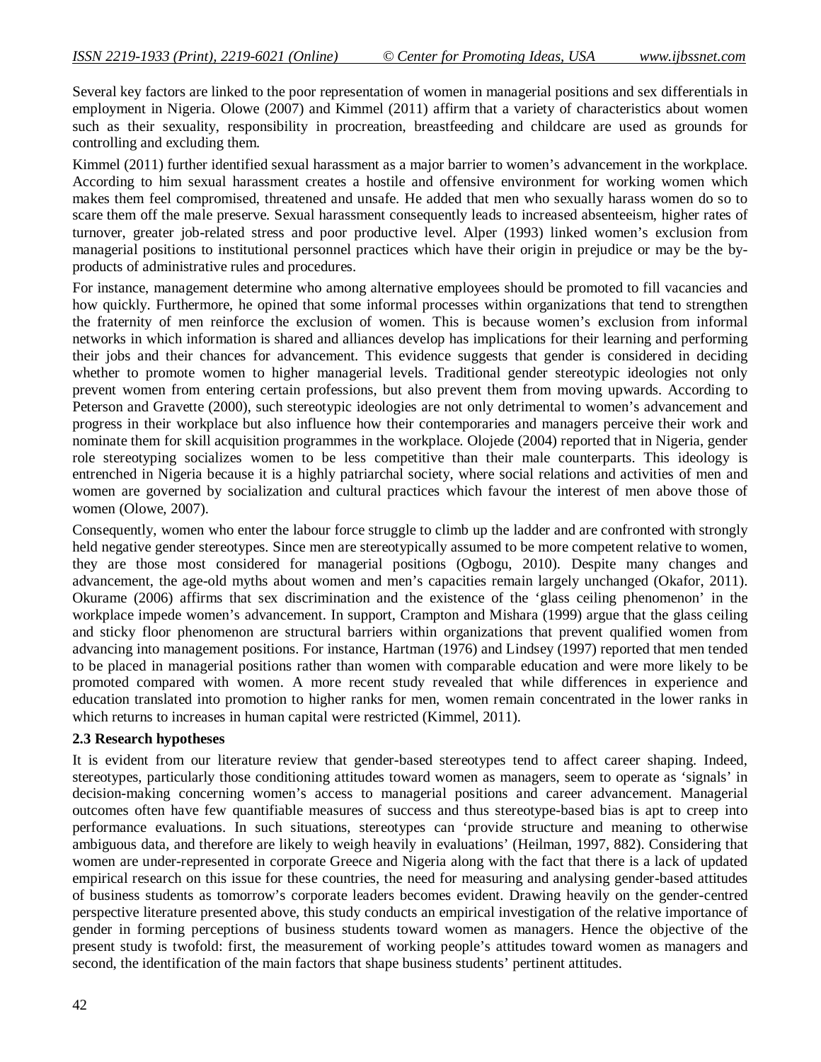Several key factors are linked to the poor representation of women in managerial positions and sex differentials in employment in Nigeria. Olowe (2007) and Kimmel (2011) affirm that a variety of characteristics about women such as their sexuality, responsibility in procreation, breastfeeding and childcare are used as grounds for controlling and excluding them.

Kimmel (2011) further identified sexual harassment as a major barrier to women's advancement in the workplace. According to him sexual harassment creates a hostile and offensive environment for working women which makes them feel compromised, threatened and unsafe. He added that men who sexually harass women do so to scare them off the male preserve. Sexual harassment consequently leads to increased absenteeism, higher rates of turnover, greater job-related stress and poor productive level. Alper (1993) linked women's exclusion from managerial positions to institutional personnel practices which have their origin in prejudice or may be the by-products of administrative rules and procedures.

For instance, management determine who among alternative employees should be promoted to fill vacancies and how quickly. Furthermore, he opined that some informal processes within organizations that tend to strengthen the fraternity of men reinforce the exclusion of women. This is because women's exclusion from informal networks in which information is shared and alliances develop has implications for their learning and performing their jobs and their chances for advancement. This evidence suggests that gender is considered in deciding whether to promote women to higher managerial levels. Traditional gender stereotypic ideologies not only prevent women from entering certain professions, but also prevent them from moving upwards. According to Peterson and Gravette (2000), such stereotypic ideologies are not only detrimental to women's advancement and progress in their workplace but also influence how their contemporaries and managers perceive their work and nominate them for skill acquisition programmes in the workplace. Olojede (2004) reported that in Nigeria, gender role stereotyping socializes women to be less competitive than their male counterparts. This ideology is entrenched in Nigeria because it is a highly patriarchal society, where social relations and activities of men and women are governed by socialization and cultural practices which favour the interest of men above those of women (Olowe, 2007).

Consequently, women who enter the labour force struggle to climb up the ladder and are confronted with strongly held negative gender stereotypes. Since men are stereotypically assumed to be more competent relative to women, they are those most considered for managerial positions (Ogbogu, 2010). Despite many changes and advancement, the age-old myths about women and men's capacities remain largely unchanged (Okafor, 2011). Okurame (2006) affirms that sex discrimination and the existence of the 'glass ceiling phenomenon' in the workplace impede women's advancement. In support, Crampton and Mishara (1999) argue that the glass ceiling and sticky floor phenomenon are structural barriers within organizations that prevent qualified women from advancing into management positions. For instance, Hartman (1976) and Lindsey (1997) reported that men tended to be placed in managerial positions rather than women with comparable education and were more likely to be promoted compared with women. A more recent study revealed that while differences in experience and education translated into promotion to higher ranks for men, women remain concentrated in the lower ranks in which returns to increases in human capital were restricted (Kimmel, 2011).

### 2.3 Research hypotheses

It is evident from our literature review that gender-based stereotypes tend to affect career shaping. Indeed, stereotypes, particularly those conditioning attitudes toward women as managers, seem to operate as 'signals' in decision-making concerning women's access to managerial positions and career advancement. Managerial outcomes often have few quantifiable measures of success and thus stereotype-based bias is apt to creep into performance evaluations. In such situations, stereotypes can 'provide structure and meaning to otherwise ambiguous data, and therefore are likely to weigh heavily in evaluations' (Heilman, 1997, 882). Considering that women are under-represented in corporate Greece and Nigeria along with the fact that there is a lack of updated empirical research on this issue for these countries, the need for measuring and analysing gender-based attitudes of business students as tomorrow's corporate leaders becomes evident. Drawing heavily on the gender-centred perspective literature presented above, this study conducts an empirical investigation of the relative importance of gender in forming perceptions of business students toward women as managers. Hence the objective of the present study is twofold: first, the measurement of working people's attitudes toward women as managers and second, the identification of the main factors that shape business students' pertinent attitudes.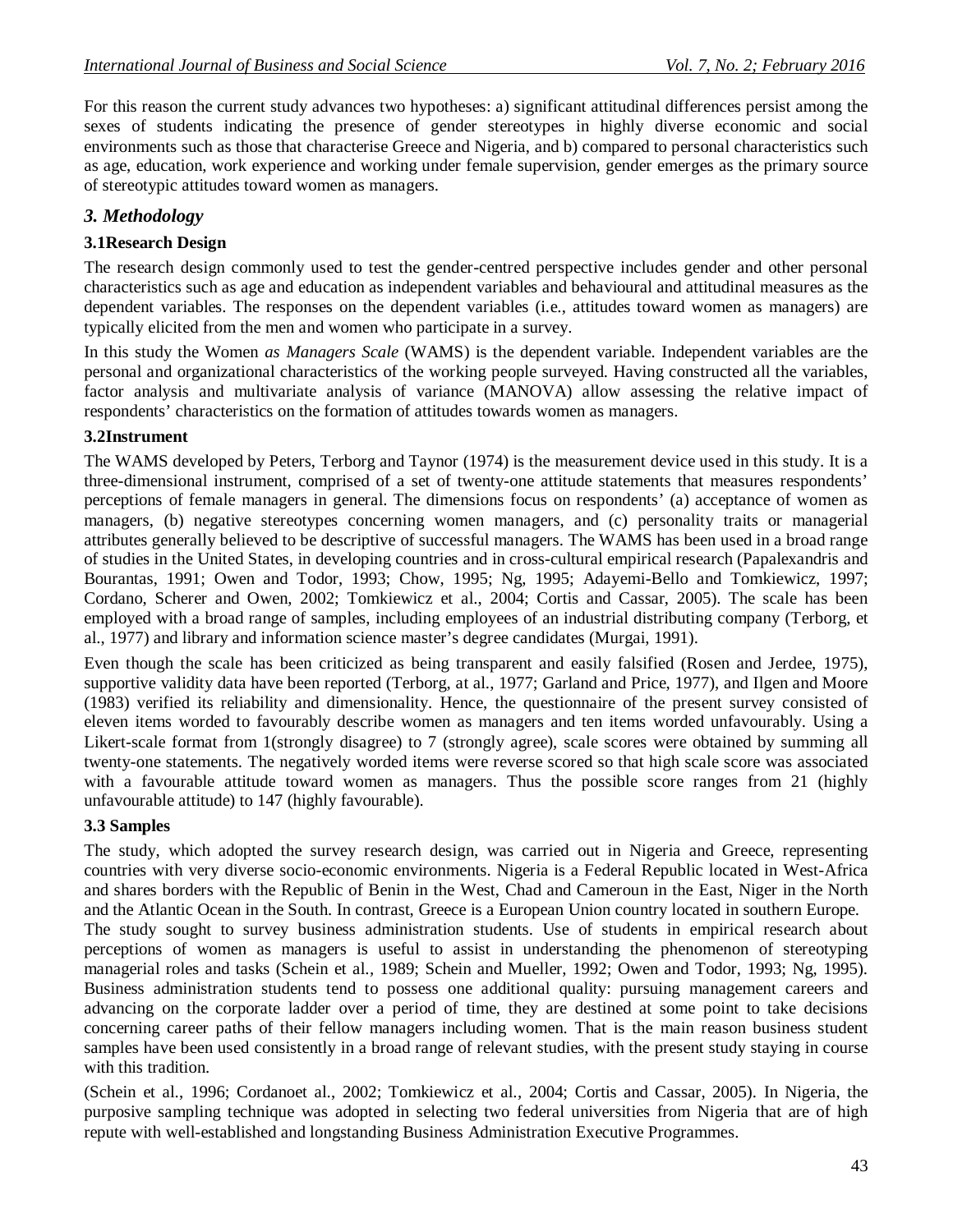For this reason the current study advances two hypotheses: a) significant attitudinal differences persist among the sexes of students indicating the presence of gender stereotypes in highly diverse economic and social environments such as those that characterise Greece and Nigeria, and b) compared to personal characteristics such as age, education, work experience and working under female supervision, gender emerges as the primary source of stereotypic attitudes toward women as managers.

## *3. Methodology*

### 3.1Research Design

The research design commonly used to test the gender-centred perspective includes gender and other personal characteristics such as age and education as independent variables and behavioural and attitudinal measures as the dependent variables. The responses on the dependent variables (i.e., attitudes toward women as managers) are typically elicited from the men and women who participate in a survey.

In this study the Women *as Managers Scale* (WAMS) is the dependent variable. Independent variables are the personal and organizational characteristics of the working people surveyed. Having constructed all the variables, factor analysis and multivariate analysis of variance (MANOVA) allow assessing the relative impact of respondents' characteristics on the formation of attitudes towards women as managers.

### 3.2Instrument

The WAMS developed by Peters, Terborg and Taynor (1974) is the measurement device used in this study. It is a three-dimensional instrument, comprised of a set of twenty-one attitude statements that measures respondents' perceptions of female managers in general. The dimensions focus on respondents' (a) acceptance of women as managers, (b) negative stereotypes concerning women managers, and (c) personality traits or managerial attributes generally believed to be descriptive of successful managers. The WAMS has been used in a broad range of studies in the United States, in developing countries and in cross-cultural empirical research (Papalexandris and Bourantas, 1991; Owen and Todor, 1993; Chow, 1995; Ng, 1995; Adayemi-Bello and Tomkiewicz, 1997; Cordano, Scherer and Owen, 2002; Tomkiewicz et al., 2004; Cortis and Cassar, 2005). The scale has been employed with a broad range of samples, including employees of an industrial distributing company (Terborg, et al., 1977) and library and information science master's degree candidates (Murgai, 1991).

Even though the scale has been criticized as being transparent and easily falsified (Rosen and Jerdee, 1975), supportive validity data have been reported (Terborg, at al., 1977; Garland and Price, 1977), and Ilgen and Moore (1983) verified its reliability and dimensionality. Hence, the questionnaire of the present survey consisted of eleven items worded to favourably describe women as managers and ten items worded unfavourably. Using a Likert-scale format from 1(strongly disagree) to 7 (strongly agree), scale scores were obtained by summing all twenty-one statements. The negatively worded items were reverse scored so that high scale score was associated with a favourable attitude toward women as managers. Thus the possible score ranges from 21 (highly unfavourable attitude) to 147 (highly favourable).

### 3.3 Samples

The study, which adopted the survey research design, was carried out in Nigeria and Greece, representing countries with very diverse socio-economic environments. Nigeria is a Federal Republic located in West-Africa and shares borders with the Republic of Benin in the West, Chad and Cameroun in the East, Niger in the North and the Atlantic Ocean in the South. In contrast, Greece is a European Union country located in southern Europe.

The study sought to survey business administration students. Use of students in empirical research about perceptions of women as managers is useful to assist in understanding the phenomenon of stereotyping managerial roles and tasks (Schein et al., 1989; Schein and Mueller, 1992; Owen and Todor, 1993; Ng, 1995). Business administration students tend to possess one additional quality: pursuing management careers and advancing on the corporate ladder over a period of time, they are destined at some point to take decisions concerning career paths of their fellow managers including women. That is the main reason business student samples have been used consistently in a broad range of relevant studies, with the present study staying in course with this tradition.

(Schein et al., 1996; Cordanoet al., 2002; Tomkiewicz et al., 2004; Cortis and Cassar, 2005). In Nigeria, the purposive sampling technique was adopted in selecting two federal universities from Nigeria that are of high repute with well-established and longstanding Business Administration Executive Programmes.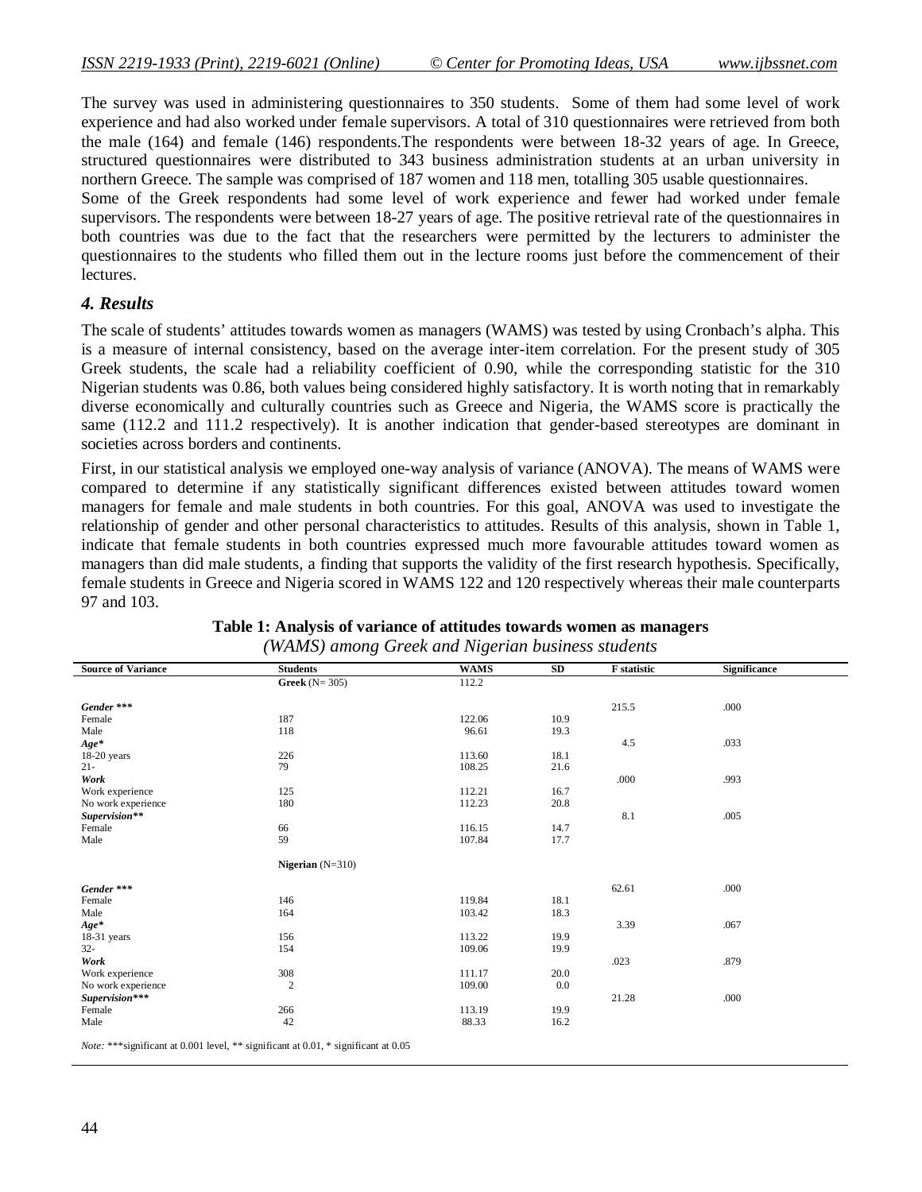The survey was used in administering questionnaires to 350 students. Some of them had some level of work experience and had also worked under female supervisors. A total of 310 questionnaires were retrieved from both the male (164) and female (146) respondents.The respondents were between 18-32 years of age. In Greece, structured questionnaires were distributed to 343 business administration students at an urban university in northern Greece. The sample was comprised of 187 women and 118 men, totalling 305 usable questionnaires.

Some of the Greek respondents had some level of work experience and fewer had worked under female supervisors. The respondents were between 18-27 years of age. The positive retrieval rate of the questionnaires in both countries was due to the fact that the researchers were permitted by the lecturers to administer the questionnaires to the students who filled them out in the lecture rooms just before the commencement of their lectures.

## *4. Results*

The scale of students' attitudes towards women as managers (WAMS) was tested by using Cronbach's alpha. This is a measure of internal consistency, based on the average inter-item correlation. For the present study of 305 Greek students, the scale had a reliability coefficient of 0.90, while the corresponding statistic for the 310 Nigerian students was 0.86, both values being considered highly satisfactory. It is worth noting that in remarkably diverse economically and culturally countries such as Greece and Nigeria, the WAMS score is practically the same (112.2 and 111.2 respectively). It is another indication that gender-based stereotypes are dominant in societies across borders and continents.

First, in our statistical analysis we employed one-way analysis of variance (ANOVA). The means of WAMS were compared to determine if any statistically significant differences existed between attitudes toward women managers for female and male students in both countries. For this goal, ANOVA was used to investigate the relationship of gender and other personal characteristics to attitudes. Results of this analysis, shown in Table 1, indicate that female students in both countries expressed much more favourable attitudes toward women as managers than did male students, a finding that supports the validity of the first research hypothesis. Specifically, female students in Greece and Nigeria scored in WAMS 122 and 120 respectively whereas their male counterparts 97 and 103.

**Table 1: Analysis of variance of attitudes towards women as managers**
*(WAMS) among Greek and Nigerian business students*

| Source of Variance | Students | WAMS | SD | F statistic | Significance |
|---|---|---|---|---|---|
| | **Greek** (N= 305) | 112.2 | | | |
| ***Gender \*\*\**** | | | | 215.5 | .000 |
| Female | 187 | 122.06 | 10.9 | | |
| Male | 118 | 96.61 | 19.3 | | |
| ***Age\**** | | | | 4.5 | .033 |
| 18-20 years | 226 | 113.60 | 18.1 | | |
| 21- | 79 | 108.25 | 21.6 | | |
| ***Work*** | | | | .000 | .993 |
| Work experience | 125 | 112.21 | 16.7 | | |
| No work experience | 180 | 112.23 | 20.8 | | |
| ***Supervision\*\**** | | | | 8.1 | .005 |
| Female | 66 | 116.15 | 14.7 | | |
| Male | 59 | 107.84 | 17.7 | | |
| | **Nigerian** (N=310) | | | | |
| ***Gender \*\*\**** | | | | 62.61 | .000 |
| Female | 146 | 119.84 | 18.1 | | |
| Male | 164 | 103.42 | 18.3 | | |
| ***Age\**** | | | | 3.39 | .067 |
| 18-31 years | 156 | 113.22 | 19.9 | | |
| 32- | 154 | 109.06 | 19.9 | | |
| ***Work*** | | | | .023 | .879 |
| Work experience | 308 | 111.17 | 20.0 | | |
| No work experience | 2 | 109.00 | 0.0 | | |
| ***Supervision\*\*\**** | | | | 21.28 | .000 |
| Female | 266 | 113.19 | 19.9 | | |
| Male | 42 | 88.33 | 16.2 | | |

*Note:* \*\*\*significant at 0.001 level, \*\* significant at 0.01, \* significant at 0.05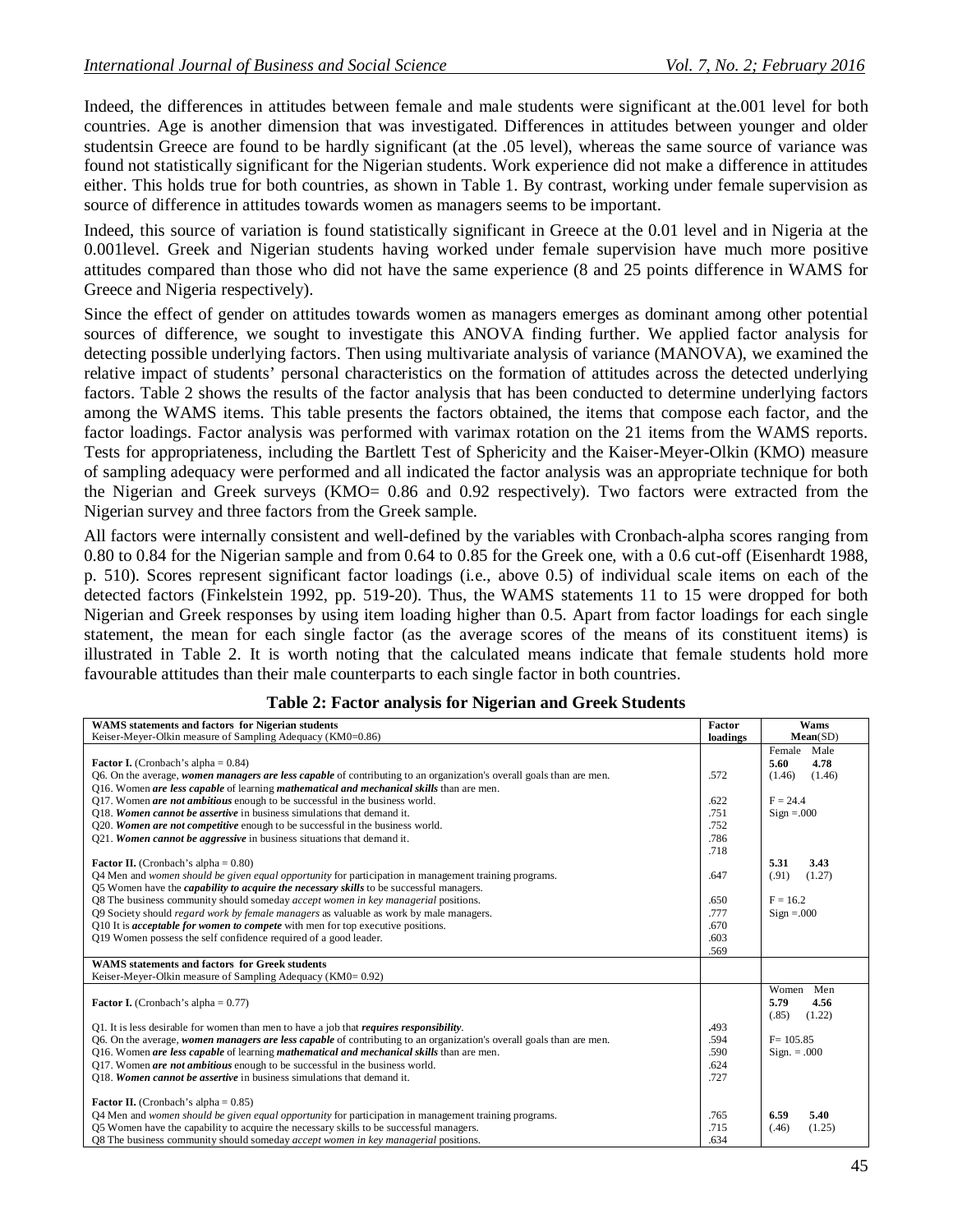Indeed, the differences in attitudes between female and male students were significant at the.001 level for both countries. Age is another dimension that was investigated. Differences in attitudes between younger and older studentsin Greece are found to be hardly significant (at the .05 level), whereas the same source of variance was found not statistically significant for the Nigerian students. Work experience did not make a difference in attitudes either. This holds true for both countries, as shown in Table 1. By contrast, working under female supervision as source of difference in attitudes towards women as managers seems to be important.

Indeed, this source of variation is found statistically significant in Greece at the 0.01 level and in Nigeria at the 0.001level. Greek and Nigerian students having worked under female supervision have much more positive attitudes compared than those who did not have the same experience (8 and 25 points difference in WAMS for Greece and Nigeria respectively).

Since the effect of gender on attitudes towards women as managers emerges as dominant among other potential sources of difference, we sought to investigate this ANOVA finding further. We applied factor analysis for detecting possible underlying factors. Then using multivariate analysis of variance (MANOVA), we examined the relative impact of students' personal characteristics on the formation of attitudes across the detected underlying factors. Table 2 shows the results of the factor analysis that has been conducted to determine underlying factors among the WAMS items. This table presents the factors obtained, the items that compose each factor, and the factor loadings. Factor analysis was performed with varimax rotation on the 21 items from the WAMS reports. Tests for appropriateness, including the Bartlett Test of Sphericity and the Kaiser-Meyer-Olkin (KMO) measure of sampling adequacy were performed and all indicated the factor analysis was an appropriate technique for both the Nigerian and Greek surveys (KMO= 0.86 and 0.92 respectively). Two factors were extracted from the Nigerian survey and three factors from the Greek sample.

All factors were internally consistent and well-defined by the variables with Cronbach-alpha scores ranging from 0.80 to 0.84 for the Nigerian sample and from 0.64 to 0.85 for the Greek one, with a 0.6 cut-off (Eisenhardt 1988, p. 510). Scores represent significant factor loadings (i.e., above 0.5) of individual scale items on each of the detected factors (Finkelstein 1992, pp. 519-20). Thus, the WAMS statements 11 to 15 were dropped for both Nigerian and Greek responses by using item loading higher than 0.5. Apart from factor loadings for each single statement, the mean for each single factor (as the average scores of the means of its constituent items) is illustrated in Table 2. It is worth noting that the calculated means indicate that female students hold more favourable attitudes than their male counterparts to each single factor in both countries.

**Table 2: Factor analysis for Nigerian and Greek Students**

| WAMS statements and factors for Nigerian students<br>Keiser-Meyer-Olkin measure of Sampling Adequacy (KM0=0.86) | Factor loadings | Wams Mean(SD) |
|---|---|---|
| **Factor I.** (Cronbach's alpha = 0.84) | | Female Male<br>**5.60** **4.78**<br>(1.46) (1.46) |
| Q6. On the average, ***women managers are less capable*** of contributing to an organization's overall goals than are men. | .572 | |
| Q16. Women ***are less capable*** of learning ***mathematical and mechanical skills*** than are men. | | |
| Q17. Women ***are not ambitious*** enough to be successful in the business world. | .622 | F = 24.4 |
| Q18. ***Women cannot be assertive*** in business simulations that demand it. | .751 | Sign =.000 |
| Q20. ***Women are not competitive*** enough to be successful in the business world. | .752 | |
| Q21. ***Women cannot be aggressive*** in business situations that demand it. | .786 | |
| | .718 | |
| **Factor II.** (Cronbach's alpha = 0.80) | | **5.31** **3.43**<br>(.91) (1.27) |
| Q4 Men and *women should be given equal opportunity* for participation in management training programs. | .647 | |
| Q5 Women have the ***capability to acquire the necessary skills*** to be successful managers. | | |
| Q8 The business community should someday *accept women in key managerial* positions. | .650 | F = 16.2 |
| Q9 Society should *regard work by female managers* as valuable as work by male managers. | .777 | Sign =.000 |
| Q10 It is ***acceptable for women to compete*** with men for top executive positions. | .670 | |
| Q19 Women possess the self confidence required of a good leader. | .603 | |
| | .569 | |
| **WAMS statements and factors for Greek students**<br>Keiser-Meyer-Olkin measure of Sampling Adequacy (KM0= 0.92) | | |
| **Factor I.** (Cronbach's alpha = 0.77) | | Women Men<br>**5.79** **4.56**<br>(.85) (1.22) |
| Q1. It is less desirable for women than men to have a job that ***requires responsibility***. | **.**493 | |
| Q6. On the average, ***women managers are less capable*** of contributing to an organization's overall goals than are men. | .594 | F= 105.85 |
| Q16. Women ***are less capable*** of learning ***mathematical and mechanical skills*** than are men. | .590 | Sign. = .000 |
| Q17. Women ***are not ambitious*** enough to be successful in the business world. | .624 | |
| Q18. ***Women cannot be assertive*** in business simulations that demand it. | .727 | |
| **Factor II.** (Cronbach's alpha = 0.85) | | |
| Q4 Men and *women should be given equal opportunity* for participation in management training programs. | .765 | **6.59** **5.40** |
| Q5 Women have the capability to acquire the necessary skills to be successful managers. | .715 | (.46) (1.25) |
| Q8 The business community should someday *accept women in key managerial* positions. | .634 | |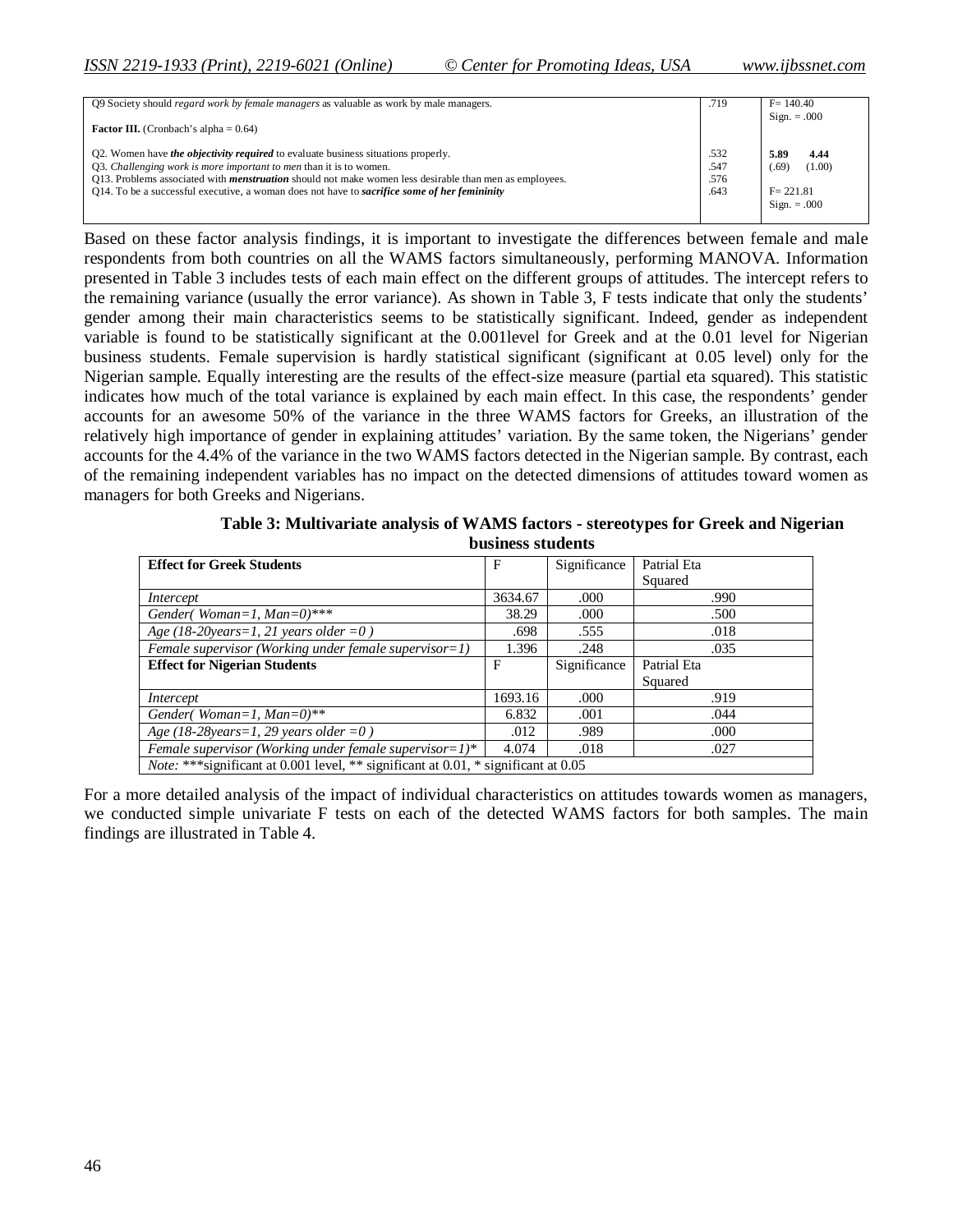| | | |
|---|---|---|
| Q9 Society should *regard work by female managers* as valuable as work by male managers. | .719 | F= 140.40<br>Sign. = .000 |
| **Factor III.** (Cronbach's alpha = 0.64) | | |
| Q2. Women have ***the objectivity required*** to evaluate business situations properly. | .532 | **5.89** **4.44** |
| Q3. *Challenging work is more important to men* than it is to women. | .547 | (.69) (1.00) |
| Q13. Problems associated with ***menstruation*** should not make women less desirable than men as employees. | .576 | |
| Q14. To be a successful executive, a woman does not have to ***sacrifice some of her femininity*** | .643 | F= 221.81<br>Sign. = .000 |

Based on these factor analysis findings, it is important to investigate the differences between female and male respondents from both countries on all the WAMS factors simultaneously, performing MANOVA. Information presented in Table 3 includes tests of each main effect on the different groups of attitudes. The intercept refers to the remaining variance (usually the error variance). As shown in Table 3, F tests indicate that only the students' gender among their main characteristics seems to be statistically significant. Indeed, gender as independent variable is found to be statistically significant at the 0.001level for Greek and at the 0.01 level for Nigerian business students. Female supervision is hardly statistical significant (significant at 0.05 level) only for the Nigerian sample. Equally interesting are the results of the effect-size measure (partial eta squared). This statistic indicates how much of the total variance is explained by each main effect. In this case, the respondents' gender accounts for an awesome 50% of the variance in the three WAMS factors for Greeks, an illustration of the relatively high importance of gender in explaining attitudes' variation. By the same token, the Nigerians' gender accounts for the 4.4% of the variance in the two WAMS factors detected in the Nigerian sample. By contrast, each of the remaining independent variables has no impact on the detected dimensions of attitudes toward women as managers for both Greeks and Nigerians.

**Table 3: Multivariate analysis of WAMS factors - stereotypes for Greek and Nigerian business students**

| **Effect for Greek Students** | F | Significance | Patrial Eta Squared |
|---|---|---|---|
| *Intercept* | 3634.67 | .000 | .990 |
| *Gender( Woman=1, Man=0)**** | 38.29 | .000 | .500 |
| *Age (18-20years=1, 21 years older =0 )* | .698 | .555 | .018 |
| *Female supervisor (Working under female supervisor=1)* | 1.396 | .248 | .035 |
| **Effect for Nigerian Students** | F | Significance | Patrial Eta Squared |
| *Intercept* | 1693.16 | .000 | .919 |
| *Gender( Woman=1, Man=0)*** | 6.832 | .001 | .044 |
| *Age (18-28years=1, 29 years older =0 )* | .012 | .989 | .000 |
| *Female supervisor (Working under female supervisor=1)** | 4.074 | .018 | .027 |
| *Note:* ***significant at 0.001 level, ** significant at 0.01, * significant at 0.05 | | | |

For a more detailed analysis of the impact of individual characteristics on attitudes towards women as managers, we conducted simple univariate F tests on each of the detected WAMS factors for both samples. The main findings are illustrated in Table 4.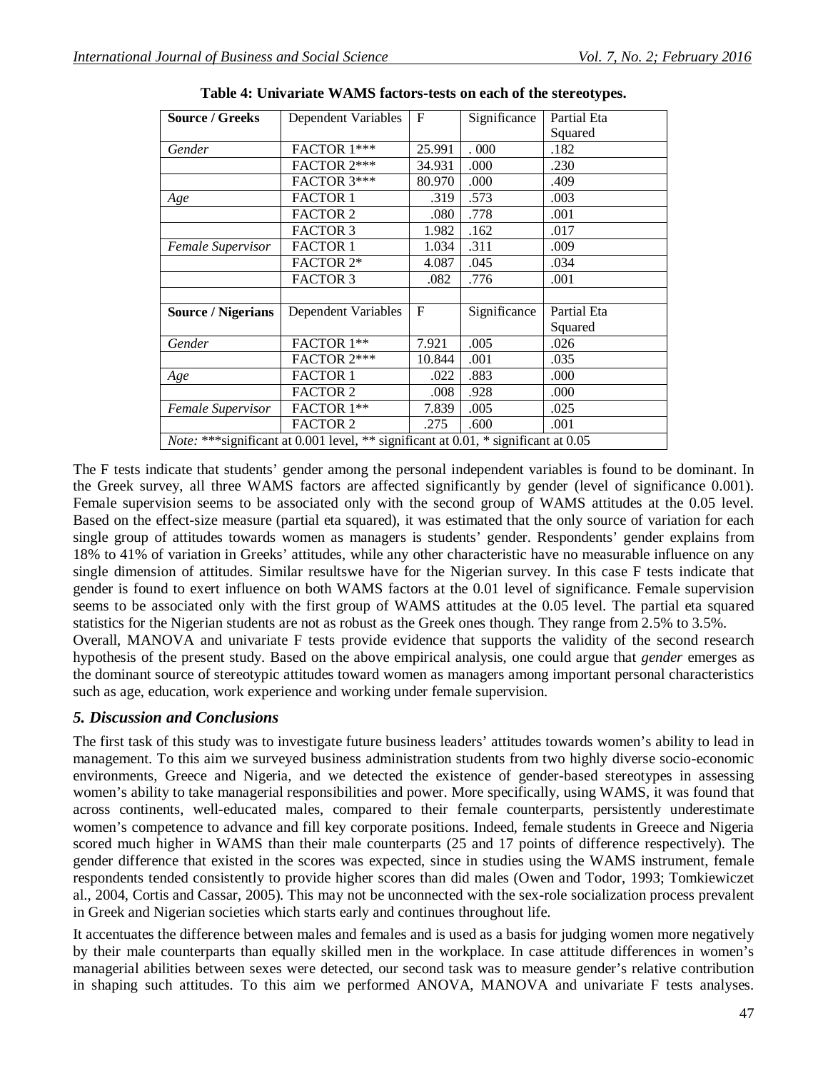**Table 4: Univariate WAMS factors-tests on each of the stereotypes.**

| Source / Greeks | Dependent Variables | F | Significance | Partial Eta Squared |
|---|---|---|---|---|
| *Gender* | FACTOR 1*** | 25.991 | . 000 | .182 |
| | FACTOR 2*** | 34.931 | .000 | .230 |
| | FACTOR 3*** | 80.970 | .000 | .409 |
| *Age* | FACTOR 1 | .319 | .573 | .003 |
| | FACTOR 2 | .080 | .778 | .001 |
| | FACTOR 3 | 1.982 | .162 | .017 |
| *Female Supervisor* | FACTOR 1 | 1.034 | .311 | .009 |
| | FACTOR 2* | 4.087 | .045 | .034 |
| | FACTOR 3 | .082 | .776 | .001 |
| | | | | |
| **Source / Nigerians** | Dependent Variables | F | Significance | Partial Eta Squared |
| *Gender* | FACTOR 1** | 7.921 | .005 | .026 |
| | FACTOR 2*** | 10.844 | .001 | .035 |
| *Age* | FACTOR 1 | .022 | .883 | .000 |
| | FACTOR 2 | .008 | .928 | .000 |
| *Female Supervisor* | FACTOR 1** | 7.839 | .005 | .025 |
| | FACTOR 2 | .275 | .600 | .001 |

*Note:* ***significant at 0.001 level, ** significant at 0.01, * significant at 0.05

The F tests indicate that students' gender among the personal independent variables is found to be dominant. In the Greek survey, all three WAMS factors are affected significantly by gender (level of significance 0.001). Female supervision seems to be associated only with the second group of WAMS attitudes at the 0.05 level. Based on the effect-size measure (partial eta squared), it was estimated that the only source of variation for each single group of attitudes towards women as managers is students' gender. Respondents' gender explains from 18% to 41% of variation in Greeks' attitudes, while any other characteristic have no measurable influence on any single dimension of attitudes. Similar resultswe have for the Nigerian survey. In this case F tests indicate that gender is found to exert influence on both WAMS factors at the 0.01 level of significance. Female supervision seems to be associated only with the first group of WAMS attitudes at the 0.05 level. The partial eta squared statistics for the Nigerian students are not as robust as the Greek ones though. They range from 2.5% to 3.5%.

Overall, MANOVA and univariate F tests provide evidence that supports the validity of the second research hypothesis of the present study. Based on the above empirical analysis, one could argue that *gender* emerges as the dominant source of stereotypic attitudes toward women as managers among important personal characteristics such as age, education, work experience and working under female supervision.

## *5. Discussion and Conclusions*

The first task of this study was to investigate future business leaders' attitudes towards women's ability to lead in management. To this aim we surveyed business administration students from two highly diverse socio-economic environments, Greece and Nigeria, and we detected the existence of gender-based stereotypes in assessing women's ability to take managerial responsibilities and power. More specifically, using WAMS, it was found that across continents, well-educated males, compared to their female counterparts, persistently underestimate women's competence to advance and fill key corporate positions. Indeed, female students in Greece and Nigeria scored much higher in WAMS than their male counterparts (25 and 17 points of difference respectively). The gender difference that existed in the scores was expected, since in studies using the WAMS instrument, female respondents tended consistently to provide higher scores than did males (Owen and Todor, 1993; Tomkiewiczet al., 2004, Cortis and Cassar, 2005). This may not be unconnected with the sex-role socialization process prevalent in Greek and Nigerian societies which starts early and continues throughout life.

It accentuates the difference between males and females and is used as a basis for judging women more negatively by their male counterparts than equally skilled men in the workplace. In case attitude differences in women's managerial abilities between sexes were detected, our second task was to measure gender's relative contribution in shaping such attitudes. To this aim we performed ANOVA, MANOVA and univariate F tests analyses.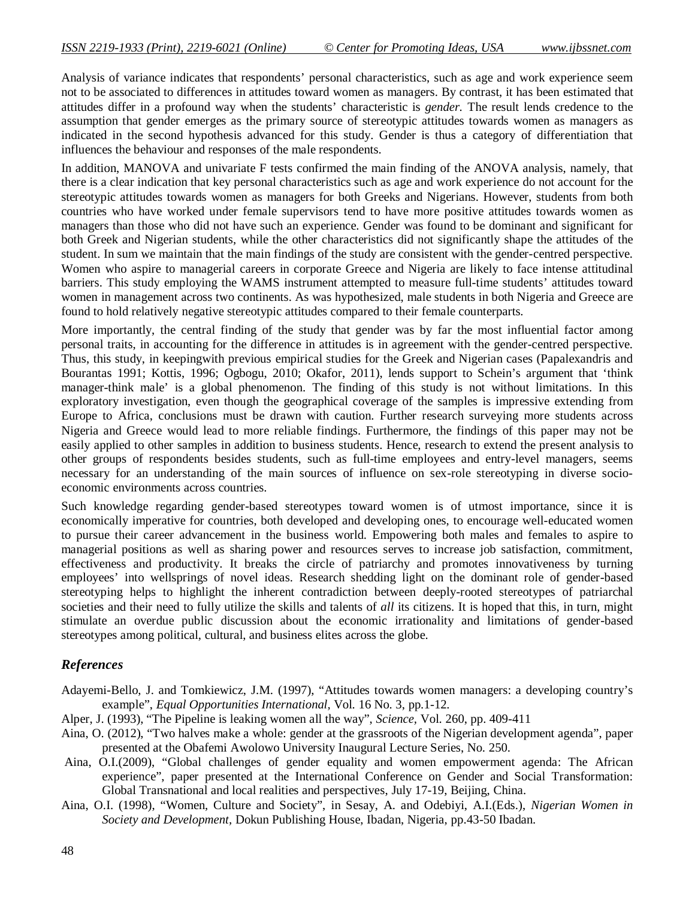Analysis of variance indicates that respondents' personal characteristics, such as age and work experience seem not to be associated to differences in attitudes toward women as managers. By contrast, it has been estimated that attitudes differ in a profound way when the students' characteristic is *gender.* The result lends credence to the assumption that gender emerges as the primary source of stereotypic attitudes towards women as managers as indicated in the second hypothesis advanced for this study. Gender is thus a category of differentiation that influences the behaviour and responses of the male respondents.

In addition, MANOVA and univariate F tests confirmed the main finding of the ANOVA analysis, namely, that there is a clear indication that key personal characteristics such as age and work experience do not account for the stereotypic attitudes towards women as managers for both Greeks and Nigerians. However, students from both countries who have worked under female supervisors tend to have more positive attitudes towards women as managers than those who did not have such an experience. Gender was found to be dominant and significant for both Greek and Nigerian students, while the other characteristics did not significantly shape the attitudes of the student. In sum we maintain that the main findings of the study are consistent with the gender-centred perspective. Women who aspire to managerial careers in corporate Greece and Nigeria are likely to face intense attitudinal barriers. This study employing the WAMS instrument attempted to measure full-time students' attitudes toward women in management across two continents. As was hypothesized, male students in both Nigeria and Greece are found to hold relatively negative stereotypic attitudes compared to their female counterparts.

More importantly, the central finding of the study that gender was by far the most influential factor among personal traits, in accounting for the difference in attitudes is in agreement with the gender-centred perspective. Thus, this study, in keepingwith previous empirical studies for the Greek and Nigerian cases (Papalexandris and Bourantas 1991; Kottis, 1996; Ogbogu, 2010; Okafor, 2011), lends support to Schein's argument that 'think manager-think male' is a global phenomenon. The finding of this study is not without limitations. In this exploratory investigation, even though the geographical coverage of the samples is impressive extending from Europe to Africa, conclusions must be drawn with caution. Further research surveying more students across Nigeria and Greece would lead to more reliable findings. Furthermore, the findings of this paper may not be easily applied to other samples in addition to business students. Hence, research to extend the present analysis to other groups of respondents besides students, such as full-time employees and entry-level managers, seems necessary for an understanding of the main sources of influence on sex-role stereotyping in diverse socio-economic environments across countries.

Such knowledge regarding gender-based stereotypes toward women is of utmost importance, since it is economically imperative for countries, both developed and developing ones, to encourage well-educated women to pursue their career advancement in the business world. Empowering both males and females to aspire to managerial positions as well as sharing power and resources serves to increase job satisfaction, commitment, effectiveness and productivity. It breaks the circle of patriarchy and promotes innovativeness by turning employees' into wellsprings of novel ideas. Research shedding light on the dominant role of gender-based stereotyping helps to highlight the inherent contradiction between deeply-rooted stereotypes of patriarchal societies and their need to fully utilize the skills and talents of *all* its citizens. It is hoped that this, in turn, might stimulate an overdue public discussion about the economic irrationality and limitations of gender-based stereotypes among political, cultural, and business elites across the globe.

## *References*

Adayemi-Bello, J. and Tomkiewicz, J.M. (1997), "Attitudes towards women managers: a developing country's example", *Equal Opportunities International,* Vol. 16 No. 3, pp.1-12.

Alper, J. (1993), "The Pipeline is leaking women all the way", *Science,* Vol. 260, pp. 409-411

Aina, O. (2012), "Two halves make a whole: gender at the grassroots of the Nigerian development agenda", paper presented at the Obafemi Awolowo University Inaugural Lecture Series, No. 250.

Aina, O.I.(2009), "Global challenges of gender equality and women empowerment agenda: The African experience", paper presented at the International Conference on Gender and Social Transformation: Global Transnational and local realities and perspectives, July 17-19, Beijing, China.

Aina, O.I. (1998), "Women, Culture and Society", in Sesay, A. and Odebiyi, A.I.(Eds.), *Nigerian Women in Society and Development,* Dokun Publishing House, Ibadan, Nigeria, pp.43-50 Ibadan.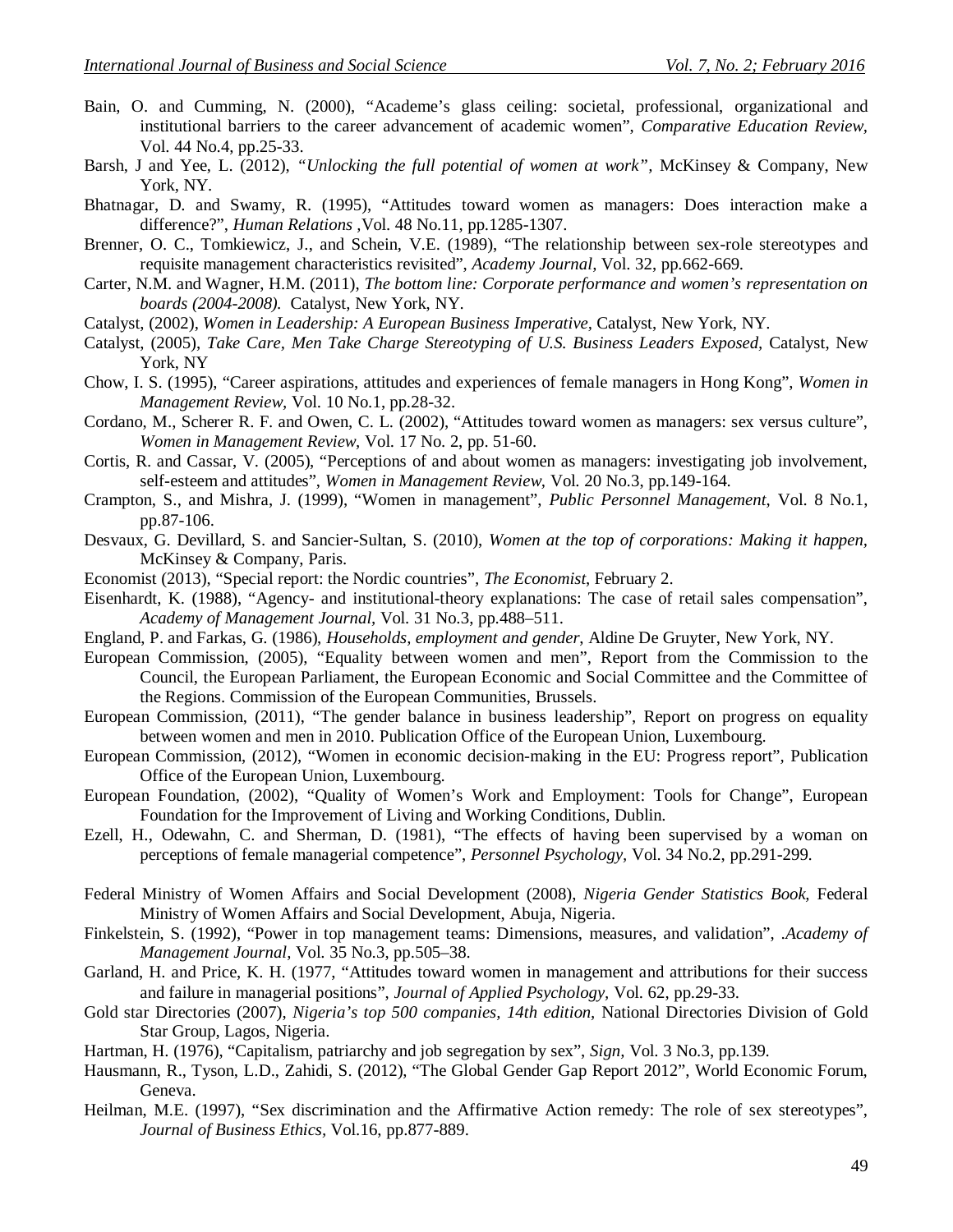Bain, O. and Cumming, N. (2000), "Academe's glass ceiling: societal, professional, organizational and institutional barriers to the career advancement of academic women", *Comparative Education Review*, Vol. 44 No.4, pp.25-33.

Barsh, J and Yee, L. (2012), *"Unlocking the full potential of women at work"*, McKinsey & Company, New York, NY.

Bhatnagar, D. and Swamy, R. (1995), "Attitudes toward women as managers: Does interaction make a difference?", *Human Relations* ,Vol. 48 No.11, pp.1285-1307.

Brenner, O. C., Tomkiewicz, J., and Schein, V.E. (1989), "The relationship between sex-role stereotypes and requisite management characteristics revisited", *Academy Journal,* Vol. 32, pp.662-669.

Carter, N.M. and Wagner, H.M. (2011), *The bottom line: Corporate performance and women's representation on boards (2004-2008).* Catalyst, New York, NY.

Catalyst, (2002), *Women in Leadership: A European Business Imperative,* Catalyst, New York, NY.

Catalyst, (2005), *Take Care, Men Take Charge Stereotyping of U.S. Business Leaders Exposed,* Catalyst, New York, NY

Chow, I. S. (1995), "Career aspirations, attitudes and experiences of female managers in Hong Kong", *Women in Management Review,* Vol. 10 No.1, pp.28-32.

Cordano, M., Scherer R. F. and Owen, C. L. (2002), "Attitudes toward women as managers: sex versus culture", *Women in Management Review,* Vol. 17 No. 2, pp. 51-60.

Cortis, R. and Cassar, V. (2005), "Perceptions of and about women as managers: investigating job involvement, self-esteem and attitudes", *Women in Management Review,* Vol. 20 No.3, pp.149-164.

Crampton, S., and Mishra, J. (1999), "Women in management", *Public Personnel Management*, Vol. 8 No.1, pp.87-106.

Desvaux, G. Devillard, S. and Sancier-Sultan, S. (2010), *Women at the top of corporations: Making it happen,* McKinsey & Company, Paris.

Economist (2013), "Special report: the Nordic countries", *The Economist*, February 2.

Eisenhardt, K. (1988), "Agency- and institutional-theory explanations: The case of retail sales compensation", *Academy of Management Journal*, Vol. 31 No.3, pp.488–511.

England, P. and Farkas, G. (1986), *Households, employment and gender,* Aldine De Gruyter, New York, NY.

European Commission, (2005), "Equality between women and men", Report from the Commission to the Council, the European Parliament, the European Economic and Social Committee and the Committee of the Regions. Commission of the European Communities, Brussels.

European Commission, (2011), "The gender balance in business leadership", Report on progress on equality between women and men in 2010. Publication Office of the European Union, Luxembourg.

European Commission, (2012), "Women in economic decision-making in the EU: Progress report", Publication Office of the European Union, Luxembourg.

European Foundation, (2002), "Quality of Women's Work and Employment: Tools for Change", European Foundation for the Improvement of Living and Working Conditions, Dublin.

Ezell, H., Odewahn, C. and Sherman, D. (1981), "The effects of having been supervised by a woman on perceptions of female managerial competence", *Personnel Psychology,* Vol. 34 No.2, pp.291-299.

Federal Ministry of Women Affairs and Social Development (2008), *Nigeria Gender Statistics Book,* Federal Ministry of Women Affairs and Social Development, Abuja, Nigeria.

Finkelstein, S. (1992), "Power in top management teams: Dimensions, measures, and validation", .*Academy of Management Journal,* Vol. 35 No.3, pp.505–38.

Garland, H. and Price, K. H. (1977, "Attitudes toward women in management and attributions for their success and failure in managerial positions", *Journal of Applied Psychology,* Vol. 62, pp.29-33.

Gold star Directories (2007), *Nigeria's top 500 companies, 14th edition,* National Directories Division of Gold Star Group, Lagos, Nigeria.

Hartman, H. (1976), "Capitalism, patriarchy and job segregation by sex", *Sign,* Vol. 3 No.3, pp.139.

Hausmann, R., Tyson, L.D., Zahidi, S. (2012), "The Global Gender Gap Report 2012", World Economic Forum, Geneva.

Heilman, M.E. (1997), "Sex discrimination and the Affirmative Action remedy: The role of sex stereotypes", *Journal of Business Ethics,* Vol.16, pp.877-889.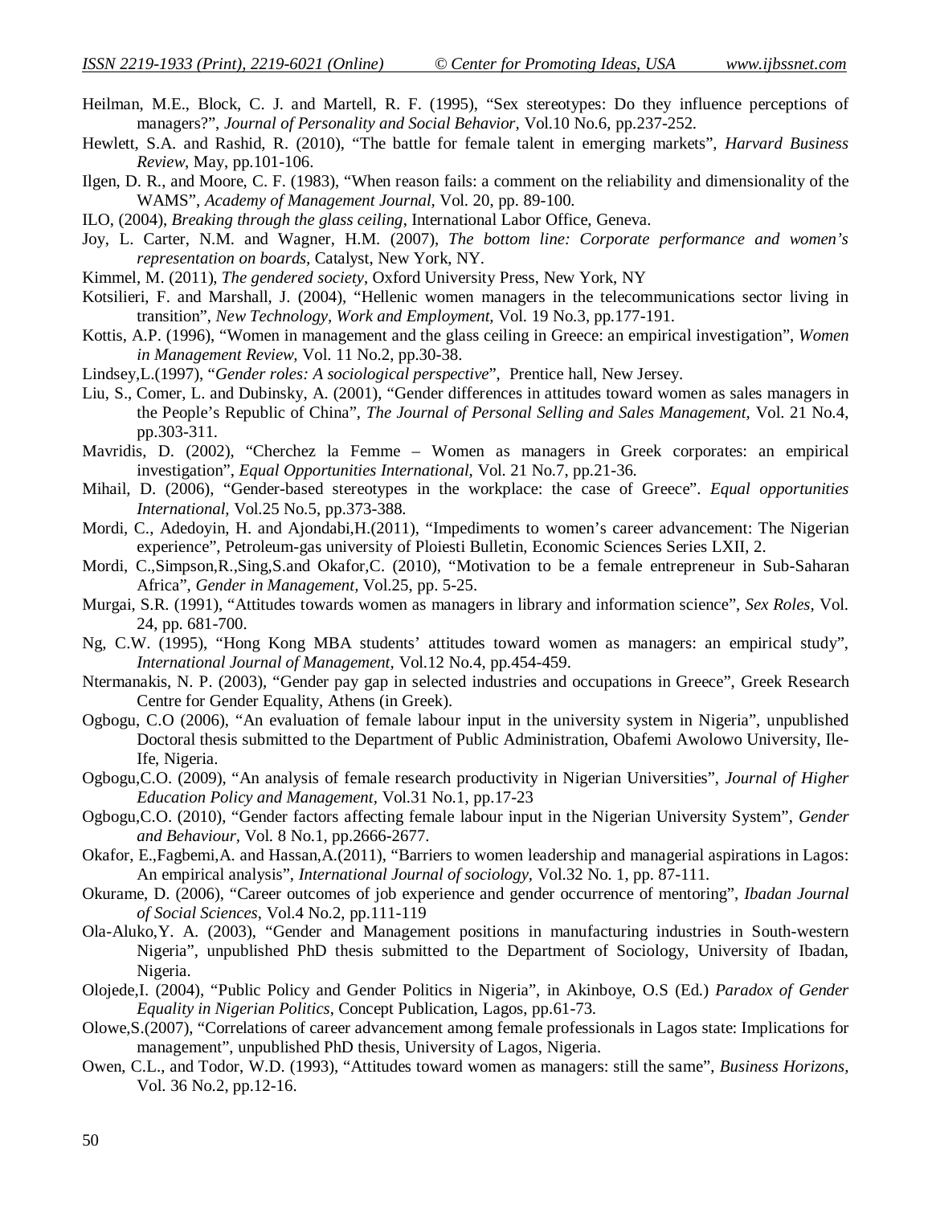Heilman, M.E., Block, C. J. and Martell, R. F. (1995), "Sex stereotypes: Do they influence perceptions of managers?", *Journal of Personality and Social Behavior,* Vol.10 No.6, pp.237-252.

Hewlett, S.A. and Rashid, R. (2010), "The battle for female talent in emerging markets", *Harvard Business Review*, May, pp.101-106.

Ilgen, D. R., and Moore, C. F. (1983), "When reason fails: a comment on the reliability and dimensionality of the WAMS", *Academy of Management Journal*, Vol. 20, pp. 89-100.

ILO, (2004), *Breaking through the glass ceiling*, International Labor Office, Geneva.

Joy, L. Carter, N.M. and Wagner, H.M. (2007), *The bottom line: Corporate performance and women's representation on boards*, Catalyst, New York, NY.

Kimmel, M. (2011), *The gendered society*, Oxford University Press, New York, NY

Kotsilieri, F. and Marshall, J. (2004), "Hellenic women managers in the telecommunications sector living in transition", *New Technology, Work and Employment,* Vol. 19 No.3, pp.177-191.

Kottis, A.P. (1996), "Women in management and the glass ceiling in Greece: an empirical investigation", *Women in Management Review*, Vol. 11 No.2, pp.30-38.

Lindsey,L.(1997), "*Gender roles: A sociological perspective*", Prentice hall, New Jersey.

Liu, S., Comer, L. and Dubinsky, A. (2001), "Gender differences in attitudes toward women as sales managers in the People's Republic of China", *The Journal of Personal Selling and Sales Management,* Vol. 21 No.4, pp.303-311.

Mavridis, D. (2002), "Cherchez la Femme – Women as managers in Greek corporates: an empirical investigation", *Equal Opportunities International*, Vol. 21 No.7, pp.21-36.

Mihail, D. (2006), "Gender-based stereotypes in the workplace: the case of Greece". *Equal opportunities International,* Vol.25 No.5, pp.373-388.

Mordi, C., Adedoyin, H. and Ajondabi,H.(2011), "Impediments to women's career advancement: The Nigerian experience", Petroleum-gas university of Ploiesti Bulletin, Economic Sciences Series LXII, 2.

Mordi, C.,Simpson,R.,Sing,S.and Okafor,C. (2010), "Motivation to be a female entrepreneur in Sub-Saharan Africa", *Gender in Management,* Vol.25, pp. 5-25.

Murgai, S.R. (1991), "Attitudes towards women as managers in library and information science", *Sex Roles,* Vol. 24, pp. 681-700.

Ng, C.W. (1995), "Hong Kong MBA students' attitudes toward women as managers: an empirical study", *International Journal of Management,* Vol.12 No.4, pp.454-459.

Ntermanakis, N. P. (2003), "Gender pay gap in selected industries and occupations in Greece", Greek Research Centre for Gender Equality, Athens (in Greek).

Ogbogu, C.O (2006), "An evaluation of female labour input in the university system in Nigeria", unpublished Doctoral thesis submitted to the Department of Public Administration, Obafemi Awolowo University, Ile-Ife, Nigeria.

Ogbogu,C.O. (2009), "An analysis of female research productivity in Nigerian Universities", *Journal of Higher Education Policy and Management,* Vol.31 No.1, pp.17-23

Ogbogu,C.O. (2010), "Gender factors affecting female labour input in the Nigerian University System", *Gender and Behaviour,* Vol. 8 No.1, pp.2666-2677.

Okafor, E.,Fagbemi,A. and Hassan,A.(2011), "Barriers to women leadership and managerial aspirations in Lagos: An empirical analysis", *International Journal of sociology*, Vol.32 No. 1, pp. 87-111.

Okurame, D. (2006), "Career outcomes of job experience and gender occurrence of mentoring", *Ibadan Journal of Social Sciences*, Vol.4 No.2, pp.111-119

Ola-Aluko,Y. A. (2003), "Gender and Management positions in manufacturing industries in South-western Nigeria", unpublished PhD thesis submitted to the Department of Sociology, University of Ibadan, Nigeria.

Olojede,I. (2004), "Public Policy and Gender Politics in Nigeria", in Akinboye, O.S (Ed.) *Paradox of Gender Equality in Nigerian Politics*, Concept Publication, Lagos, pp.61-73.

Olowe,S.(2007), "Correlations of career advancement among female professionals in Lagos state: Implications for management", unpublished PhD thesis, University of Lagos, Nigeria.

Owen, C.L., and Todor, W.D. (1993), "Attitudes toward women as managers: still the same", *Business Horizons*, Vol. 36 No.2, pp.12-16.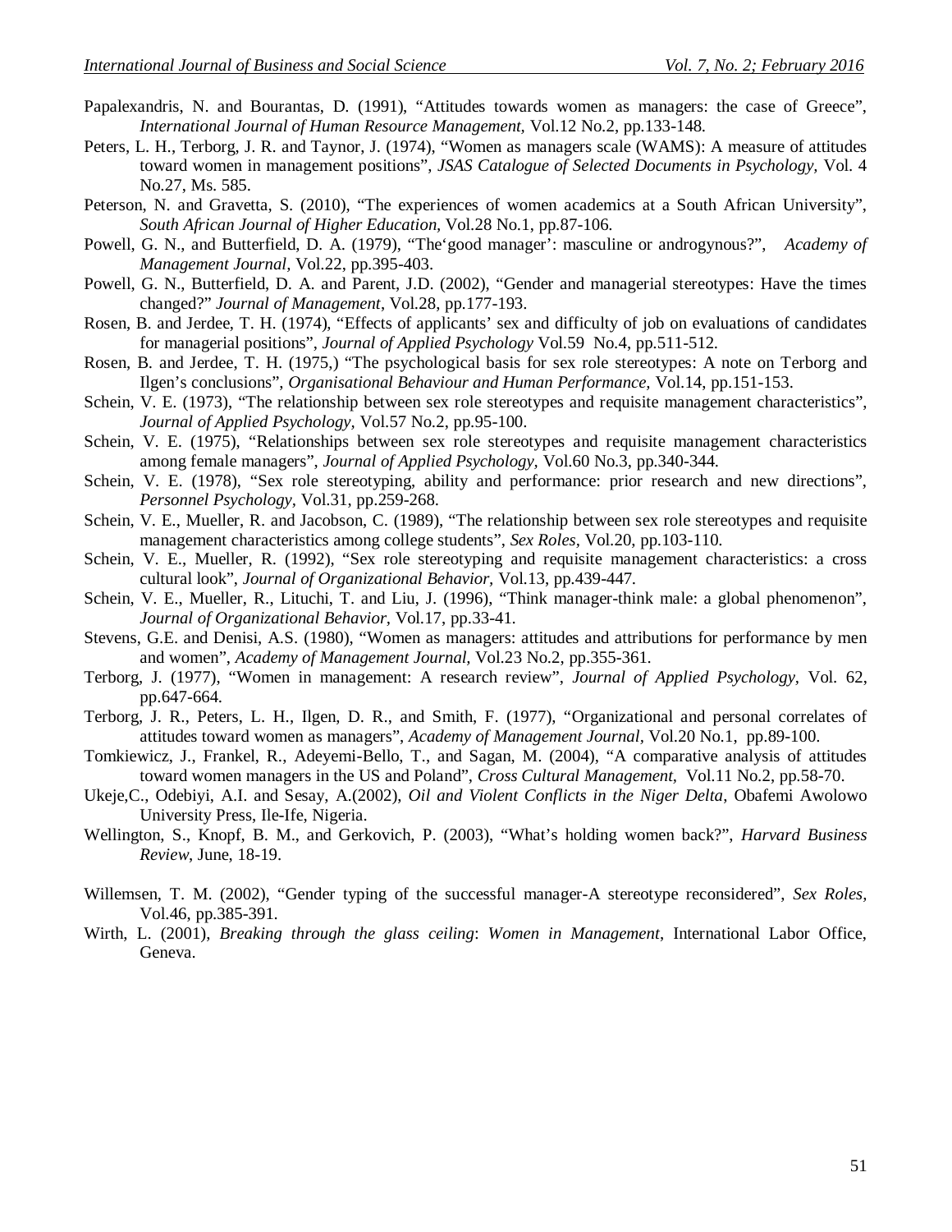Papalexandris, N. and Bourantas, D. (1991), "Attitudes towards women as managers: the case of Greece", *International Journal of Human Resource Management,* Vol.12 No.2, pp.133-148.

Peters, L. H., Terborg, J. R. and Taynor, J. (1974), "Women as managers scale (WAMS): A measure of attitudes toward women in management positions", *JSAS Catalogue of Selected Documents in Psychology,* Vol. 4 No.27, Ms. 585.

Peterson, N. and Gravetta, S. (2010), "The experiences of women academics at a South African University", *South African Journal of Higher Education,* Vol.28 No.1, pp.87-106.

Powell, G. N., and Butterfield, D. A. (1979), "The'good manager': masculine or androgynous?", *Academy of Management Journal,* Vol.22, pp.395-403.

Powell, G. N., Butterfield, D. A. and Parent, J.D. (2002), "Gender and managerial stereotypes: Have the times changed?" *Journal of Management*, Vol.28, pp.177-193.

Rosen, B. and Jerdee, T. H. (1974), "Effects of applicants' sex and difficulty of job on evaluations of candidates for managerial positions", *Journal of Applied Psychology* Vol.59 No.4, pp.511-512.

Rosen, B. and Jerdee, T. H. (1975,) "The psychological basis for sex role stereotypes: A note on Terborg and Ilgen's conclusions", *Organisational Behaviour and Human Performance,* Vol.14, pp.151-153.

Schein, V. E. (1973), "The relationship between sex role stereotypes and requisite management characteristics", *Journal of Applied Psychology,* Vol.57 No.2, pp.95-100.

Schein, V. E. (1975), "Relationships between sex role stereotypes and requisite management characteristics among female managers", *Journal of Applied Psychology,* Vol.60 No.3, pp.340-344.

Schein, V. E. (1978), "Sex role stereotyping, ability and performance: prior research and new directions", *Personnel Psychology,* Vol.31, pp.259-268.

Schein, V. E., Mueller, R. and Jacobson, C. (1989), "The relationship between sex role stereotypes and requisite management characteristics among college students", *Sex Roles,* Vol.20, pp.103-110.

Schein, V. E., Mueller, R. (1992), "Sex role stereotyping and requisite management characteristics: a cross cultural look", *Journal of Organizational Behavior,* Vol.13, pp.439-447.

Schein, V. E., Mueller, R., Lituchi, T. and Liu, J. (1996), "Think manager-think male: a global phenomenon", *Journal of Organizational Behavior,* Vol.17, pp.33-41.

Stevens, G.E. and Denisi, A.S. (1980), "Women as managers: attitudes and attributions for performance by men and women", *Academy of Management Journal,* Vol.23 No.2, pp.355-361.

Terborg, J. (1977), "Women in management: A research review", *Journal of Applied Psychology,* Vol. 62, pp.647-664.

Terborg, J. R., Peters, L. H., Ilgen, D. R., and Smith, F. (1977), "Organizational and personal correlates of attitudes toward women as managers", *Academy of Management Journal,* Vol.20 No.1, pp.89-100.

Tomkiewicz, J., Frankel, R., Adeyemi-Bello, T., and Sagan, M. (2004), "A comparative analysis of attitudes toward women managers in the US and Poland", *Cross Cultural Management,* Vol.11 No.2, pp.58-70.

Ukeje,C., Odebiyi, A.I. and Sesay, A.(2002), *Oil and Violent Conflicts in the Niger Delta*, Obafemi Awolowo University Press, Ile-Ife, Nigeria.

Wellington, S., Knopf, B. M., and Gerkovich, P. (2003), "What's holding women back?", *Harvard Business Review*, June, 18-19.

Willemsen, T. M. (2002), "Gender typing of the successful manager-A stereotype reconsidered", *Sex Roles,* Vol.46, pp.385-391.

Wirth, L. (2001), *Breaking through the glass ceiling*: *Women in Management*, International Labor Office, Geneva.